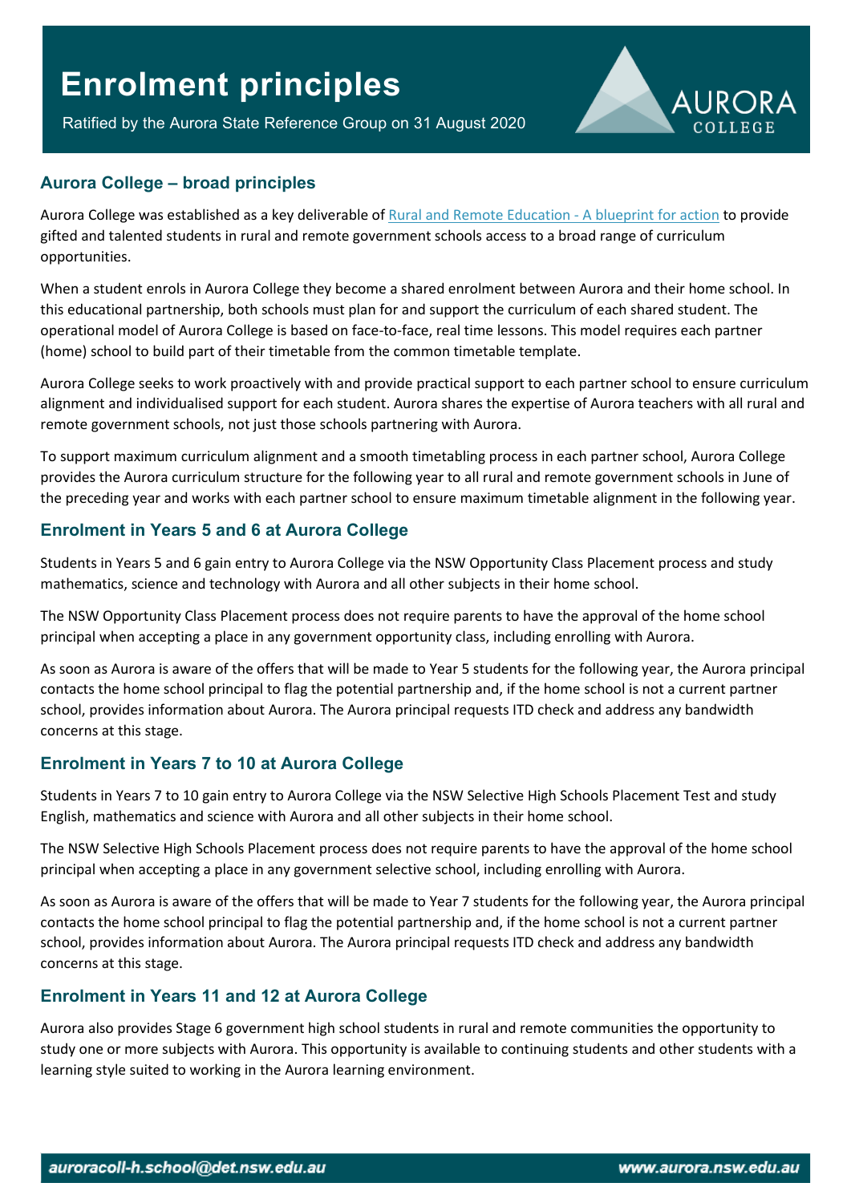# Enrolment principles

Ratified by the Aurora State Reference Group on 31 August 2020

## Aurora College – broad principles

Aurora College was established as a key deliverable of [Rural and Remote Education - A blueprint for action] to provide gifted and talented students in rural and remote government schools access to a broad range of curriculum opportunities.

When a student enrols in Aurora College they become a shared enrolment between Aurora and their home school. In this educational partnership, both schools must plan for and support the curriculum of each shared student. The operational model of Aurora College is based on face-to-face, real time lessons. This model requires each partner (home) school to build part of their timetable from the common timetable template.

Aurora College seeks to work proactively with and provide practical support to each partner school to ensure curriculum alignment and individualised support for each student. Aurora shares the expertise of Aurora teachers with all rural and remote government schools, not just those schools partnering with Aurora.

To support maximum curriculum alignment and a smooth timetabling process in each partner school, Aurora College provides the Aurora curriculum structure for the following year to all rural and remote government schools in June of the preceding year and works with each partner school to ensure maximum timetable alignment in the following year.

## Enrolment in Years 5 and 6 at Aurora College

Students in Years 5 and 6 gain entry to Aurora College via the NSW Opportunity Class Placement process and study mathematics, science and technology with Aurora and all other subjects in their home school.

The NSW Opportunity Class Placement process does not require parents to have the approval of the home school principal when accepting a place in any government opportunity class, including enrolling with Aurora.

As soon as Aurora is aware of the offers that will be made to Year 5 students for the following year, the Aurora principal contacts the home school principal to flag the potential partnership and, if the home school is not a current partner school, provides information about Aurora. The Aurora principal requests ITD check and address any bandwidth concerns at this stage.

## Enrolment in Years 7 to 10 at Aurora College

Students in Years 7 to 10 gain entry to Aurora College via the NSW Selective High Schools Placement Test and study English, mathematics and science with Aurora and all other subjects in their home school.

The NSW Selective High Schools Placement process does not require parents to have the approval of the home school principal when accepting a place in any government selective school, including enrolling with Aurora.

As soon as Aurora is aware of the offers that will be made to Year 7 students for the following year, the Aurora principal contacts the home school principal to flag the potential partnership and, if the home school is not a current partner school, provides information about Aurora. The Aurora principal requests ITD check and address any bandwidth concerns at this stage.

## Enrolment in Years 11 and 12 at Aurora College

Aurora also provides Stage 6 government high school students in rural and remote communities the opportunity to study one or more subjects with Aurora. This opportunity is available to continuing students and other students with a learning style suited to working in the Aurora learning environment.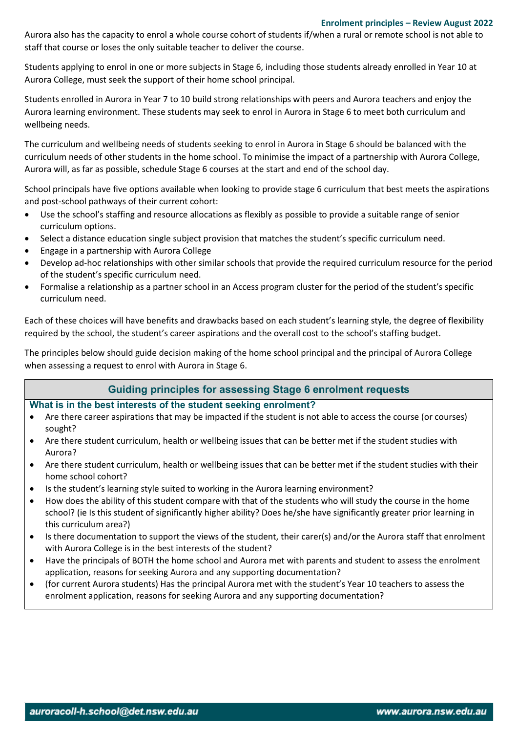Aurora also has the capacity to enrol a whole course cohort of students if/when a rural or remote school is not able to staff that course or loses the only suitable teacher to deliver the course.

Students applying to enrol in one or more subjects in Stage 6, including those students already enrolled in Year 10 at Aurora College, must seek the support of their home school principal.

Students enrolled in Aurora in Year 7 to 10 build strong relationships with peers and Aurora teachers and enjoy the Aurora learning environment. These students may seek to enrol in Aurora in Stage 6 to meet both curriculum and wellbeing needs.

The curriculum and wellbeing needs of students seeking to enrol in Aurora in Stage 6 should be balanced with the curriculum needs of other students in the home school. To minimise the impact of a partnership with Aurora College, Aurora will, as far as possible, schedule Stage 6 courses at the start and end of the school day.

School principals have five options available when looking to provide stage 6 curriculum that best meets the aspirations and post-school pathways of their current cohort:

- Use the school's staffing and resource allocations as flexibly as possible to provide a suitable range of senior curriculum options.
- Select a distance education single subject provision that matches the student's specific curriculum need.
- Engage in a partnership with Aurora College
- Develop ad-hoc relationships with other similar schools that provide the required curriculum resource for the period of the student's specific curriculum need.
- Formalise a relationship as a partner school in an Access program cluster for the period of the student's specific curriculum need.

Each of these choices will have benefits and drawbacks based on each student's learning style, the degree of flexibility required by the school, the student's career aspirations and the overall cost to the school's staffing budget.

The principles below should guide decision making of the home school principal and the principal of Aurora College when assessing a request to enrol with Aurora in Stage 6.

## Guiding principles for assessing Stage 6 enrolment requests

### What is in the best interests of the student seeking enrolment?

- Are there career aspirations that may be impacted if the student is not able to access the course (or courses) sought?
- Are there student curriculum, health or wellbeing issues that can be better met if the student studies with Aurora?
- Are there student curriculum, health or wellbeing issues that can be better met if the student studies with their home school cohort?
- Is the student's learning style suited to working in the Aurora learning environment?
- How does the ability of this student compare with that of the students who will study the course in the home school? (ie Is this student of significantly higher ability? Does he/she have significantly greater prior learning in this curriculum area?)
- Is there documentation to support the views of the student, their carer(s) and/or the Aurora staff that enrolment with Aurora College is in the best interests of the student?
- Have the principals of BOTH the home school and Aurora met with parents and student to assess the enrolment application, reasons for seeking Aurora and any supporting documentation?
- (for current Aurora students) Has the principal Aurora met with the student's Year 10 teachers to assess the enrolment application, reasons for seeking Aurora and any supporting documentation?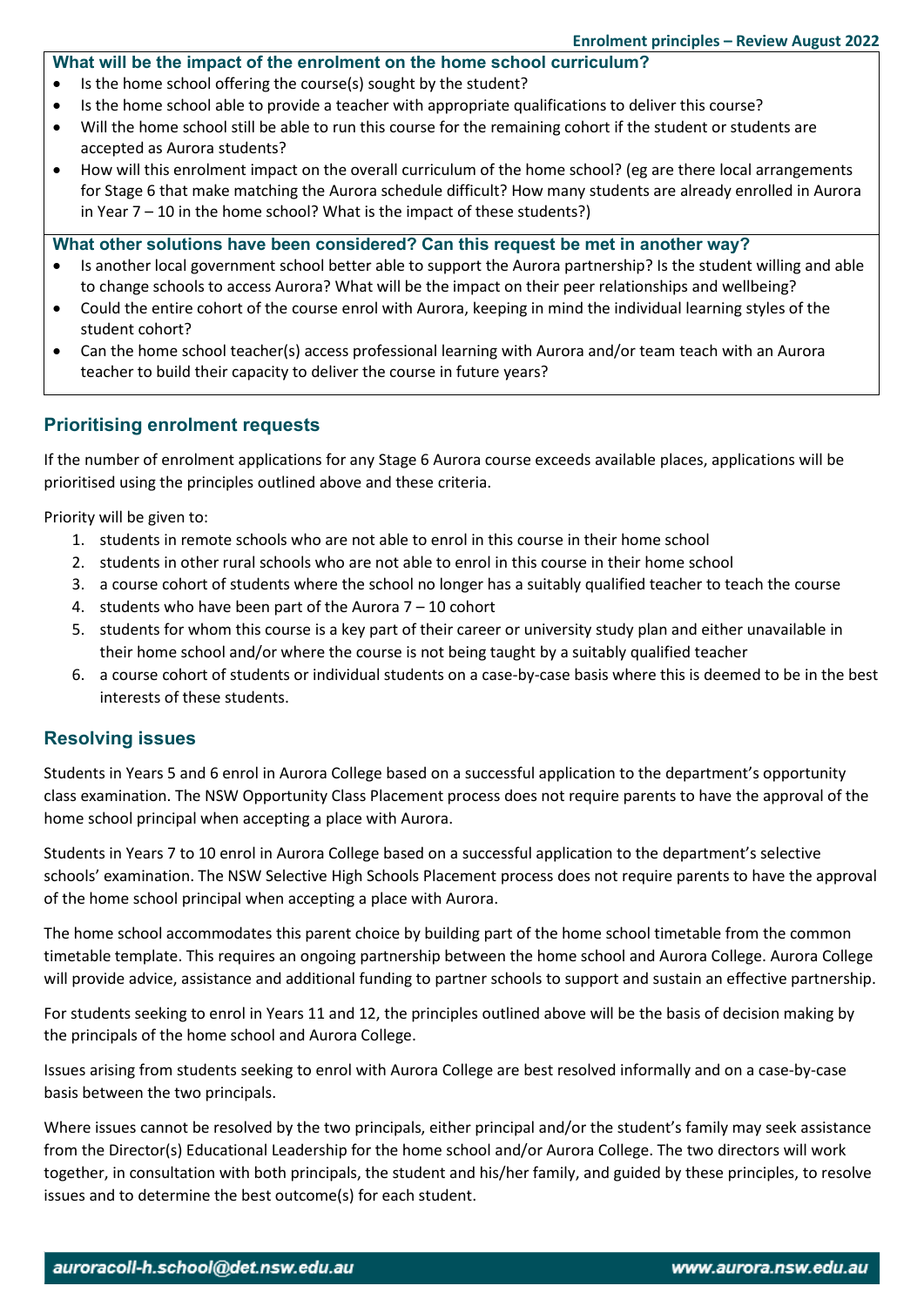### What will be the impact of the enrolment on the home school curriculum?

- Is the home school offering the course(s) sought by the student?
- Is the home school able to provide a teacher with appropriate qualifications to deliver this course?
- Will the home school still be able to run this course for the remaining cohort if the student or students are accepted as Aurora students?
- How will this enrolment impact on the overall curriculum of the home school? (eg are there local arrangements for Stage 6 that make matching the Aurora schedule difficult? How many students are already enrolled in Aurora in Year 7 – 10 in the home school? What is the impact of these students?)

### What other solutions have been considered? Can this request be met in another way?

- Is another local government school better able to support the Aurora partnership? Is the student willing and able to change schools to access Aurora? What will be the impact on their peer relationships and wellbeing?
- Could the entire cohort of the course enrol with Aurora, keeping in mind the individual learning styles of the student cohort?
- Can the home school teacher(s) access professional learning with Aurora and/or team teach with an Aurora teacher to build their capacity to deliver the course in future years?

## Prioritising enrolment requests

If the number of enrolment applications for any Stage 6 Aurora course exceeds available places, applications will be prioritised using the principles outlined above and these criteria.

Priority will be given to:

1. students in remote schools who are not able to enrol in this course in their home school
2. students in other rural schools who are not able to enrol in this course in their home school
3. a course cohort of students where the school no longer has a suitably qualified teacher to teach the course
4. students who have been part of the Aurora 7 – 10 cohort
5. students for whom this course is a key part of their career or university study plan and either unavailable in their home school and/or where the course is not being taught by a suitably qualified teacher
6. a course cohort of students or individual students on a case-by-case basis where this is deemed to be in the best interests of these students.

## Resolving issues

Students in Years 5 and 6 enrol in Aurora College based on a successful application to the department's opportunity class examination. The NSW Opportunity Class Placement process does not require parents to have the approval of the home school principal when accepting a place with Aurora.

Students in Years 7 to 10 enrol in Aurora College based on a successful application to the department's selective schools' examination. The NSW Selective High Schools Placement process does not require parents to have the approval of the home school principal when accepting a place with Aurora.

The home school accommodates this parent choice by building part of the home school timetable from the common timetable template. This requires an ongoing partnership between the home school and Aurora College. Aurora College will provide advice, assistance and additional funding to partner schools to support and sustain an effective partnership.

For students seeking to enrol in Years 11 and 12, the principles outlined above will be the basis of decision making by the principals of the home school and Aurora College.

Issues arising from students seeking to enrol with Aurora College are best resolved informally and on a case-by-case basis between the two principals.

Where issues cannot be resolved by the two principals, either principal and/or the student's family may seek assistance from the Director(s) Educational Leadership for the home school and/or Aurora College. The two directors will work together, in consultation with both principals, the student and his/her family, and guided by these principles, to resolve issues and to determine the best outcome(s) for each student.